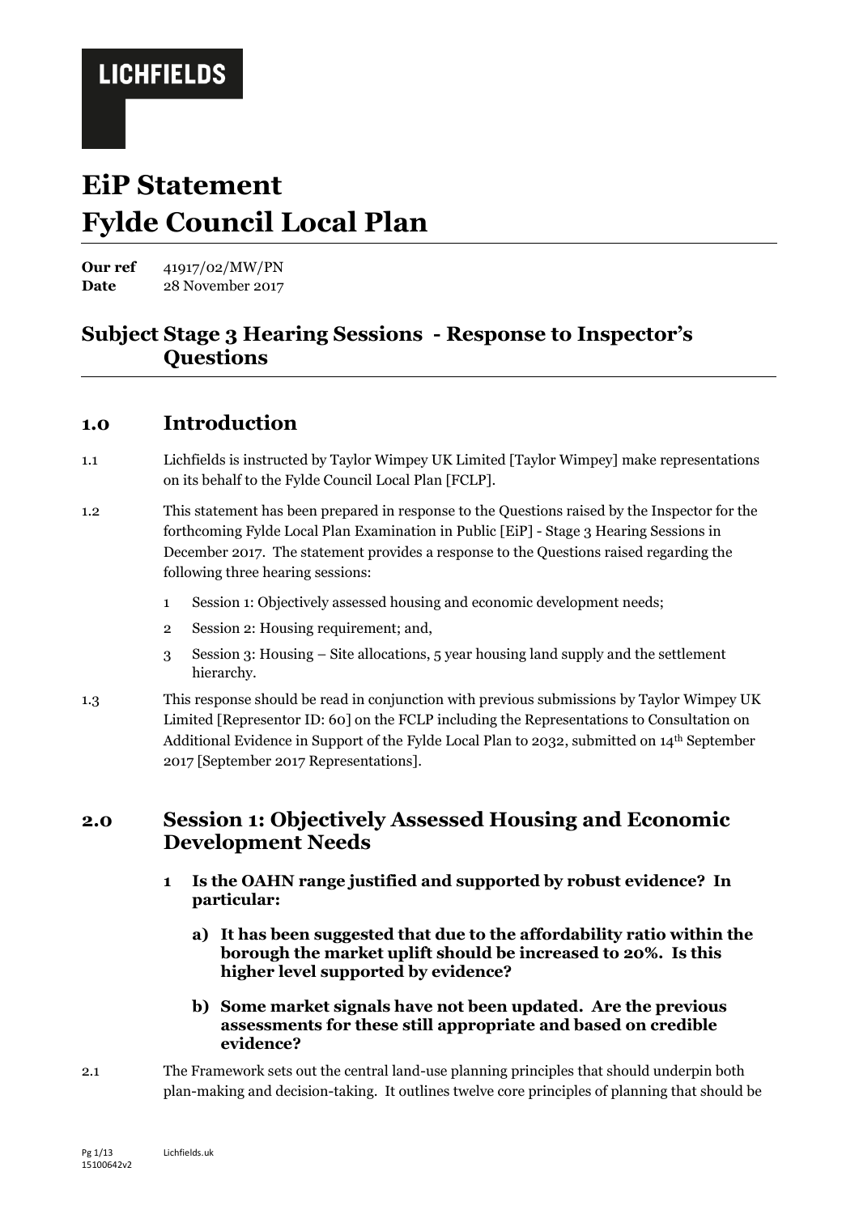LICHFIELDS

# EiP Statement
# Fylde Council Local Plan

**Our ref** 41917/02/MW/PN
**Date** 28 November 2017

## Subject Stage 3 Hearing Sessions - Response to Inspector's Questions

## 1.0 Introduction

1.1 Lichfields is instructed by Taylor Wimpey UK Limited [Taylor Wimpey] make representations on its behalf to the Fylde Council Local Plan [FCLP].

1.2 This statement has been prepared in response to the Questions raised by the Inspector for the forthcoming Fylde Local Plan Examination in Public [EiP] - Stage 3 Hearing Sessions in December 2017. The statement provides a response to the Questions raised regarding the following three hearing sessions:

1. Session 1: Objectively assessed housing and economic development needs;
2. Session 2: Housing requirement; and,
3. Session 3: Housing – Site allocations, 5 year housing land supply and the settlement hierarchy.

1.3 This response should be read in conjunction with previous submissions by Taylor Wimpey UK Limited [Representor ID: 60] on the FCLP including the Representations to Consultation on Additional Evidence in Support of the Fylde Local Plan to 2032, submitted on 14th September 2017 [September 2017 Representations].

## 2.0 Session 1: Objectively Assessed Housing and Economic Development Needs

**1 Is the OAHN range justified and supported by robust evidence? In particular:**

**a) It has been suggested that due to the affordability ratio within the borough the market uplift should be increased to 20%. Is this higher level supported by evidence?**

**b) Some market signals have not been updated. Are the previous assessments for these still appropriate and based on credible evidence?**

2.1 The Framework sets out the central land-use planning principles that should underpin both plan-making and decision-taking. It outlines twelve core principles of planning that should be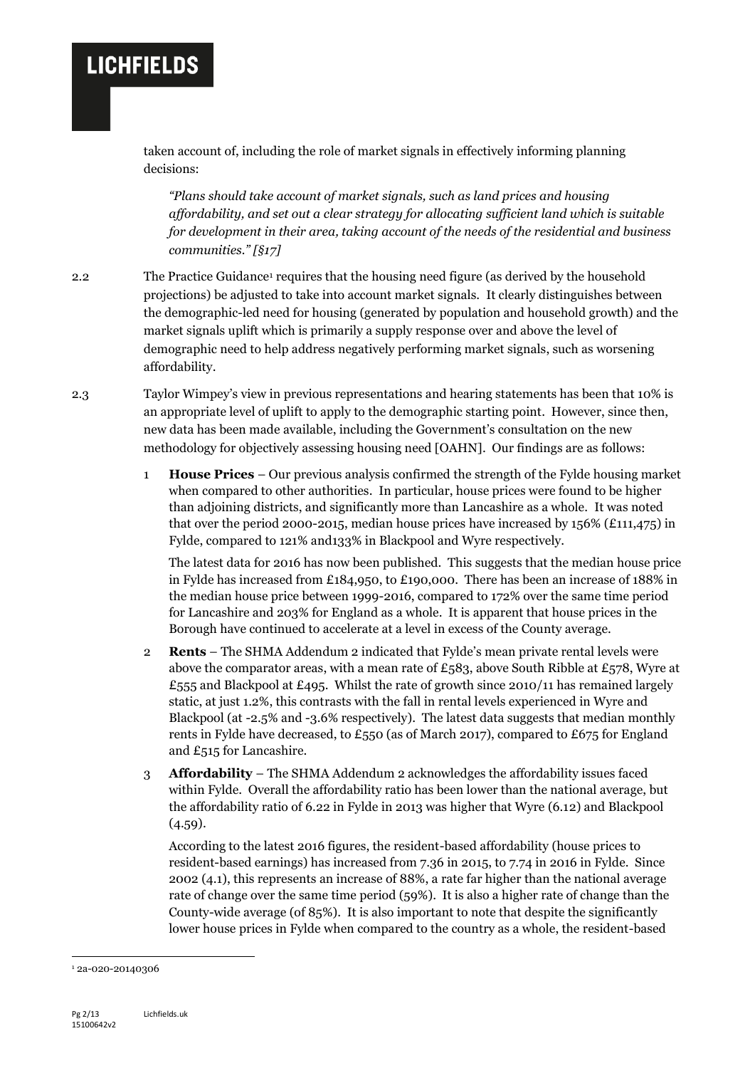taken account of, including the role of market signals in effectively informing planning decisions:

> *"Plans should take account of market signals, such as land prices and housing affordability, and set out a clear strategy for allocating sufficient land which is suitable for development in their area, taking account of the needs of the residential and business communities." [§17]*

2.2 The Practice Guidance[1] requires that the housing need figure (as derived by the household projections) be adjusted to take into account market signals. It clearly distinguishes between the demographic-led need for housing (generated by population and household growth) and the market signals uplift which is primarily a supply response over and above the level of demographic need to help address negatively performing market signals, such as worsening affordability.

2.3 Taylor Wimpey's view in previous representations and hearing statements has been that 10% is an appropriate level of uplift to apply to the demographic starting point. However, since then, new data has been made available, including the Government's consultation on the new methodology for objectively assessing housing need [OAHN]. Our findings are as follows:

1. **House Prices** – Our previous analysis confirmed the strength of the Fylde housing market when compared to other authorities. In particular, house prices were found to be higher than adjoining districts, and significantly more than Lancashire as a whole. It was noted that over the period 2000-2015, median house prices have increased by 156% (£111,475) in Fylde, compared to 121% and133% in Blackpool and Wyre respectively.

   The latest data for 2016 has now been published. This suggests that the median house price in Fylde has increased from £184,950, to £190,000. There has been an increase of 188% in the median house price between 1999-2016, compared to 172% over the same time period for Lancashire and 203% for England as a whole. It is apparent that house prices in the Borough have continued to accelerate at a level in excess of the County average.

2. **Rents** – The SHMA Addendum 2 indicated that Fylde's mean private rental levels were above the comparator areas, with a mean rate of £583, above South Ribble at £578, Wyre at £555 and Blackpool at £495. Whilst the rate of growth since 2010/11 has remained largely static, at just 1.2%, this contrasts with the fall in rental levels experienced in Wyre and Blackpool (at -2.5% and -3.6% respectively). The latest data suggests that median monthly rents in Fylde have decreased, to £550 (as of March 2017), compared to £675 for England and £515 for Lancashire.

3. **Affordability** – The SHMA Addendum 2 acknowledges the affordability issues faced within Fylde. Overall the affordability ratio has been lower than the national average, but the affordability ratio of 6.22 in Fylde in 2013 was higher that Wyre (6.12) and Blackpool (4.59).

   According to the latest 2016 figures, the resident-based affordability (house prices to resident-based earnings) has increased from 7.36 in 2015, to 7.74 in 2016 in Fylde. Since 2002 (4.1), this represents an increase of 88%, a rate far higher than the national average rate of change over the same time period (59%). It is also a higher rate of change than the County-wide average (of 85%). It is also important to note that despite the significantly lower house prices in Fylde when compared to the country as a whole, the resident-based

---

[1] 2a-020-20140306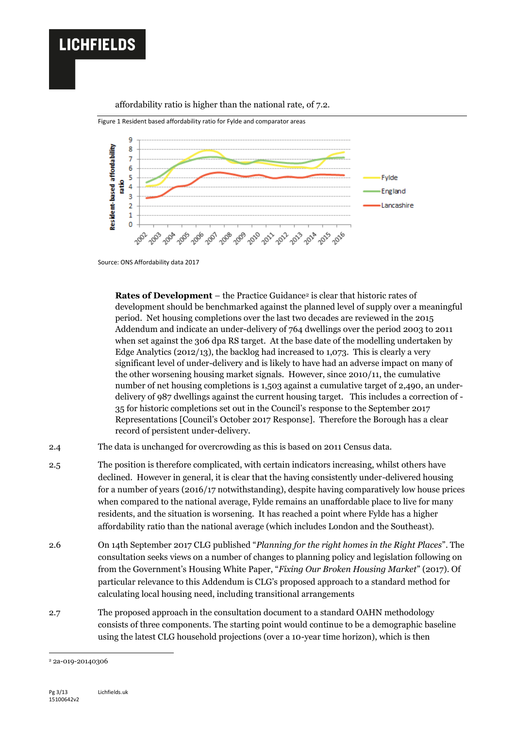affordability ratio is higher than the national rate, of 7.2.

Figure 1 Resident based affordability ratio for Fylde and comparator areas

Source: ONS Affordability data 2017

**Rates of Development** – the Practice Guidance[2] is clear that historic rates of development should be benchmarked against the planned level of supply over a meaningful period. Net housing completions over the last two decades are reviewed in the 2015 Addendum and indicate an under-delivery of 764 dwellings over the period 2003 to 2011 when set against the 306 dpa RS target. At the base date of the modelling undertaken by Edge Analytics (2012/13), the backlog had increased to 1,073. This is clearly a very significant level of under-delivery and is likely to have had an adverse impact on many of the other worsening housing market signals. However, since 2010/11, the cumulative number of net housing completions is 1,503 against a cumulative target of 2,490, an under-delivery of 987 dwellings against the current housing target. This includes a correction of -35 for historic completions set out in the Council's response to the September 2017 Representations [Council's October 2017 Response]. Therefore the Borough has a clear record of persistent under-delivery.

2.4 The data is unchanged for overcrowding as this is based on 2011 Census data.

2.5 The position is therefore complicated, with certain indicators increasing, whilst others have declined. However in general, it is clear that the having consistently under-delivered housing for a number of years (2016/17 notwithstanding), despite having comparatively low house prices when compared to the national average, Fylde remains an unaffordable place to live for many residents, and the situation is worsening. It has reached a point where Fylde has a higher affordability ratio than the national average (which includes London and the Southeast).

2.6 On 14th September 2017 CLG published "*Planning for the right homes in the Right Places*". The consultation seeks views on a number of changes to planning policy and legislation following on from the Government's Housing White Paper, "*Fixing Our Broken Housing Market*" (2017). Of particular relevance to this Addendum is CLG's proposed approach to a standard method for calculating local housing need, including transitional arrangements

2.7 The proposed approach in the consultation document to a standard OAHN methodology consists of three components. The starting point would continue to be a demographic baseline using the latest CLG household projections (over a 10-year time horizon), which is then

[2] 2a-019-20140306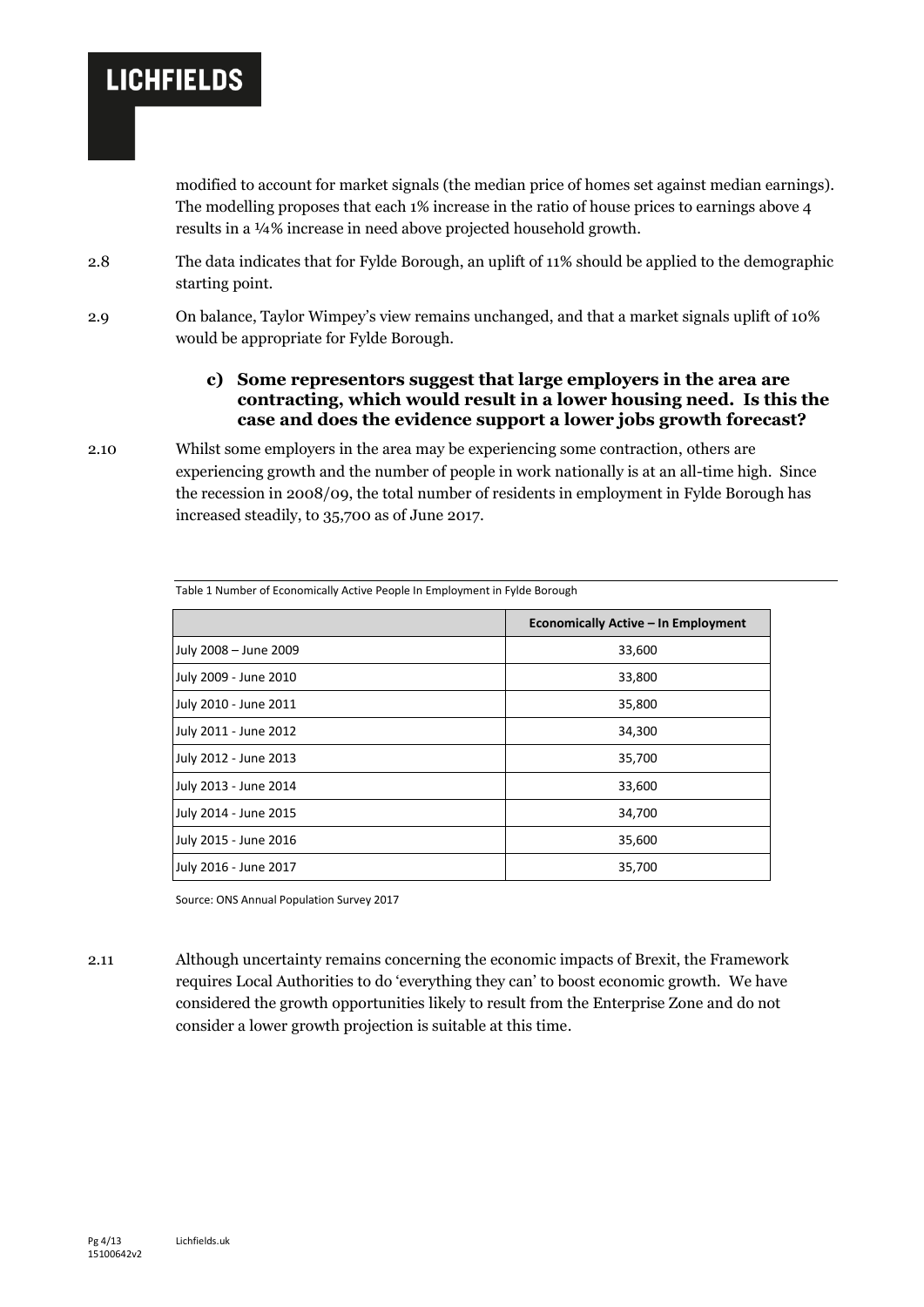modified to account for market signals (the median price of homes set against median earnings). The modelling proposes that each 1% increase in the ratio of house prices to earnings above 4 results in a ¼% increase in need above projected household growth.

2.8 The data indicates that for Fylde Borough, an uplift of 11% should be applied to the demographic starting point.

2.9 On balance, Taylor Wimpey's view remains unchanged, and that a market signals uplift of 10% would be appropriate for Fylde Borough.

### c) Some representors suggest that large employers in the area are contracting, which would result in a lower housing need. Is this the case and does the evidence support a lower jobs growth forecast?

2.10 Whilst some employers in the area may be experiencing some contraction, others are experiencing growth and the number of people in work nationally is at an all-time high. Since the recession in 2008/09, the total number of residents in employment in Fylde Borough has increased steadily, to 35,700 as of June 2017.

Table 1 Number of Economically Active People In Employment in Fylde Borough

| | Economically Active – In Employment |
|---|---|
| July 2008 – June 2009 | 33,600 |
| July 2009 - June 2010 | 33,800 |
| July 2010 - June 2011 | 35,800 |
| July 2011 - June 2012 | 34,300 |
| July 2012 - June 2013 | 35,700 |
| July 2013 - June 2014 | 33,600 |
| July 2014 - June 2015 | 34,700 |
| July 2015 - June 2016 | 35,600 |
| July 2016 - June 2017 | 35,700 |

Source: ONS Annual Population Survey 2017

2.11 Although uncertainty remains concerning the economic impacts of Brexit, the Framework requires Local Authorities to do 'everything they can' to boost economic growth. We have considered the growth opportunities likely to result from the Enterprise Zone and do not consider a lower growth projection is suitable at this time.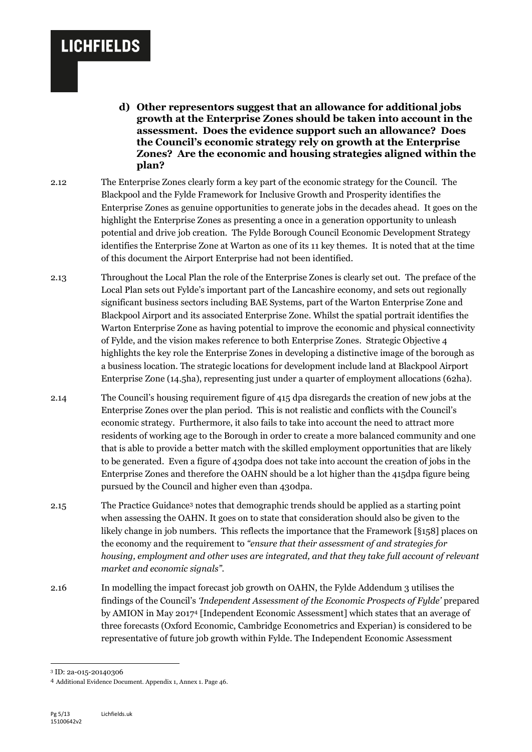**d) Other representors suggest that an allowance for additional jobs growth at the Enterprise Zones should be taken into account in the assessment. Does the evidence support such an allowance? Does the Council's economic strategy rely on growth at the Enterprise Zones? Are the economic and housing strategies aligned within the plan?**

2.12 The Enterprise Zones clearly form a key part of the economic strategy for the Council. The Blackpool and the Fylde Framework for Inclusive Growth and Prosperity identifies the Enterprise Zones as genuine opportunities to generate jobs in the decades ahead. It goes on the highlight the Enterprise Zones as presenting a once in a generation opportunity to unleash potential and drive job creation. The Fylde Borough Council Economic Development Strategy identifies the Enterprise Zone at Warton as one of its 11 key themes. It is noted that at the time of this document the Airport Enterprise had not been identified.

2.13 Throughout the Local Plan the role of the Enterprise Zones is clearly set out. The preface of the Local Plan sets out Fylde's important part of the Lancashire economy, and sets out regionally significant business sectors including BAE Systems, part of the Warton Enterprise Zone and Blackpool Airport and its associated Enterprise Zone. Whilst the spatial portrait identifies the Warton Enterprise Zone as having potential to improve the economic and physical connectivity of Fylde, and the vision makes reference to both Enterprise Zones. Strategic Objective 4 highlights the key role the Enterprise Zones in developing a distinctive image of the borough as a business location. The strategic locations for development include land at Blackpool Airport Enterprise Zone (14.5ha), representing just under a quarter of employment allocations (62ha).

2.14 The Council's housing requirement figure of 415 dpa disregards the creation of new jobs at the Enterprise Zones over the plan period. This is not realistic and conflicts with the Council's economic strategy. Furthermore, it also fails to take into account the need to attract more residents of working age to the Borough in order to create a more balanced community and one that is able to provide a better match with the skilled employment opportunities that are likely to be generated. Even a figure of 430dpa does not take into account the creation of jobs in the Enterprise Zones and therefore the OAHN should be a lot higher than the 415dpa figure being pursued by the Council and higher even than 430dpa.

2.15 The Practice Guidance[3] notes that demographic trends should be applied as a starting point when assessing the OAHN. It goes on to state that consideration should also be given to the likely change in job numbers. This reflects the importance that the Framework [§158] places on the economy and the requirement to *"ensure that their assessment of and strategies for housing, employment and other uses are integrated, and that they take full account of relevant market and economic signals"*.

2.16 In modelling the impact forecast job growth on OAHN, the Fylde Addendum 3 utilises the findings of the Council's *'Independent Assessment of the Economic Prospects of Fylde'* prepared by AMION in May 2017[4] [Independent Economic Assessment] which states that an average of three forecasts (Oxford Economic, Cambridge Econometrics and Experian) is considered to be representative of future job growth within Fylde. The Independent Economic Assessment

---

[3] ID: 2a-015-20140306

[4] Additional Evidence Document. Appendix 1, Annex 1. Page 46.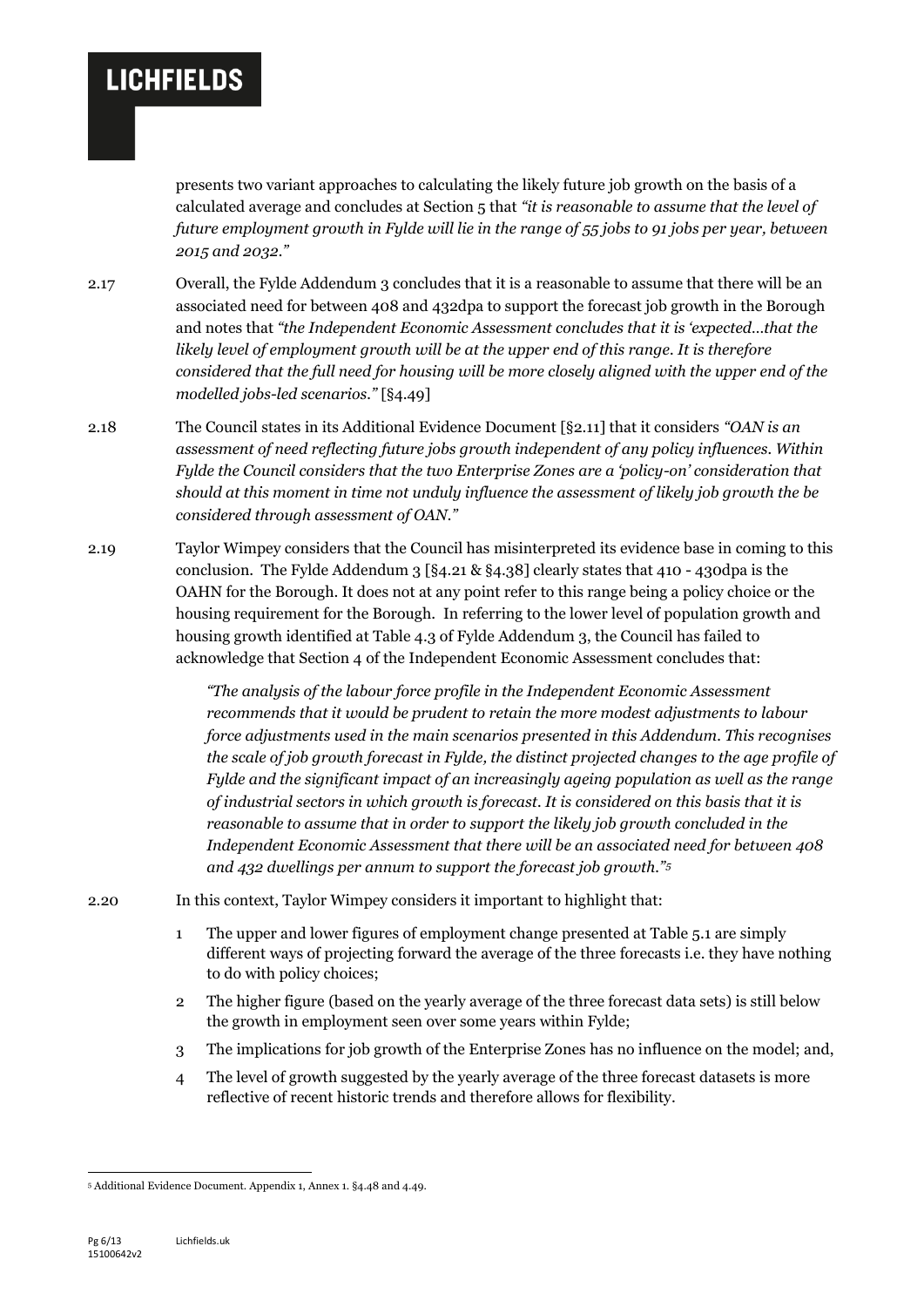presents two variant approaches to calculating the likely future job growth on the basis of a calculated average and concludes at Section 5 that *"it is reasonable to assume that the level of future employment growth in Fylde will lie in the range of 55 jobs to 91 jobs per year, between 2015 and 2032."*

2.17 Overall, the Fylde Addendum 3 concludes that it is a reasonable to assume that there will be an associated need for between 408 and 432dpa to support the forecast job growth in the Borough and notes that *"the Independent Economic Assessment concludes that it is 'expected…that the likely level of employment growth will be at the upper end of this range. It is therefore considered that the full need for housing will be more closely aligned with the upper end of the modelled jobs-led scenarios."* [§4.49]

2.18 The Council states in its Additional Evidence Document [§2.11] that it considers *"OAN is an assessment of need reflecting future jobs growth independent of any policy influences. Within Fylde the Council considers that the two Enterprise Zones are a 'policy-on' consideration that should at this moment in time not unduly influence the assessment of likely job growth the be considered through assessment of OAN."*

2.19 Taylor Wimpey considers that the Council has misinterpreted its evidence base in coming to this conclusion. The Fylde Addendum 3 [§4.21 & §4.38] clearly states that 410 - 430dpa is the OAHN for the Borough. It does not at any point refer to this range being a policy choice or the housing requirement for the Borough. In referring to the lower level of population growth and housing growth identified at Table 4.3 of Fylde Addendum 3, the Council has failed to acknowledge that Section 4 of the Independent Economic Assessment concludes that:

> *"The analysis of the labour force profile in the Independent Economic Assessment recommends that it would be prudent to retain the more modest adjustments to labour force adjustments used in the main scenarios presented in this Addendum. This recognises the scale of job growth forecast in Fylde, the distinct projected changes to the age profile of Fylde and the significant impact of an increasingly ageing population as well as the range of industrial sectors in which growth is forecast. It is considered on this basis that it is reasonable to assume that in order to support the likely job growth concluded in the Independent Economic Assessment that there will be an associated need for between 408 and 432 dwellings per annum to support the forecast job growth."*[5]

2.20 In this context, Taylor Wimpey considers it important to highlight that:

1. The upper and lower figures of employment change presented at Table 5.1 are simply different ways of projecting forward the average of the three forecasts i.e. they have nothing to do with policy choices;
2. The higher figure (based on the yearly average of the three forecast data sets) is still below the growth in employment seen over some years within Fylde;
3. The implications for job growth of the Enterprise Zones has no influence on the model; and,
4. The level of growth suggested by the yearly average of the three forecast datasets is more reflective of recent historic trends and therefore allows for flexibility.

[5] Additional Evidence Document. Appendix 1, Annex 1. §4.48 and 4.49.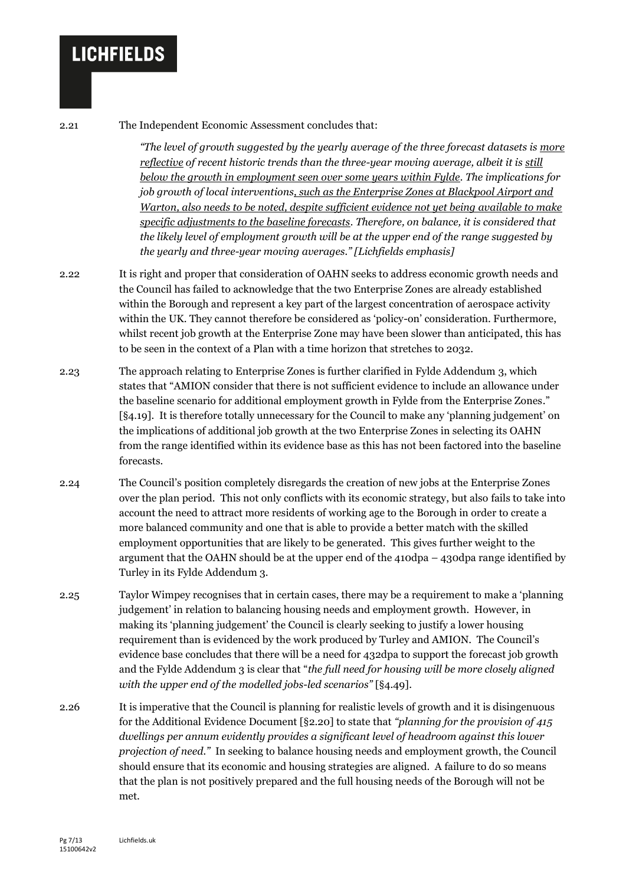2.21 The Independent Economic Assessment concludes that:

> *"The level of growth suggested by the yearly average of the three forecast datasets is <u>more reflective</u> of recent historic trends than the three-year moving average, albeit it is <u>still below the growth in employment seen over some years within Fylde</u>. The implications for job growth of local interventions<u>, such as the Enterprise Zones at Blackpool Airport and Warton, also needs to be noted, despite sufficient evidence not yet being available to make specific adjustments to the baseline forecasts</u>. Therefore, on balance, it is considered that the likely level of employment growth will be at the upper end of the range suggested by the yearly and three-year moving averages." [Lichfields emphasis]*

2.22 It is right and proper that consideration of OAHN seeks to address economic growth needs and the Council has failed to acknowledge that the two Enterprise Zones are already established within the Borough and represent a key part of the largest concentration of aerospace activity within the UK. They cannot therefore be considered as 'policy-on' consideration. Furthermore, whilst recent job growth at the Enterprise Zone may have been slower than anticipated, this has to be seen in the context of a Plan with a time horizon that stretches to 2032.

2.23 The approach relating to Enterprise Zones is further clarified in Fylde Addendum 3, which states that "AMION consider that there is not sufficient evidence to include an allowance under the baseline scenario for additional employment growth in Fylde from the Enterprise Zones." [§4.19]. It is therefore totally unnecessary for the Council to make any 'planning judgement' on the implications of additional job growth at the two Enterprise Zones in selecting its OAHN from the range identified within its evidence base as this has not been factored into the baseline forecasts.

2.24 The Council's position completely disregards the creation of new jobs at the Enterprise Zones over the plan period. This not only conflicts with its economic strategy, but also fails to take into account the need to attract more residents of working age to the Borough in order to create a more balanced community and one that is able to provide a better match with the skilled employment opportunities that are likely to be generated. This gives further weight to the argument that the OAHN should be at the upper end of the 410dpa – 430dpa range identified by Turley in its Fylde Addendum 3.

2.25 Taylor Wimpey recognises that in certain cases, there may be a requirement to make a 'planning judgement' in relation to balancing housing needs and employment growth. However, in making its 'planning judgement' the Council is clearly seeking to justify a lower housing requirement than is evidenced by the work produced by Turley and AMION. The Council's evidence base concludes that there will be a need for 432dpa to support the forecast job growth and the Fylde Addendum 3 is clear that "*the full need for housing will be more closely aligned with the upper end of the modelled jobs-led scenarios"* [§4.49].

2.26 It is imperative that the Council is planning for realistic levels of growth and it is disingenuous for the Additional Evidence Document [§2.20] to state that *"planning for the provision of 415 dwellings per annum evidently provides a significant level of headroom against this lower projection of need."* In seeking to balance housing needs and employment growth, the Council should ensure that its economic and housing strategies are aligned. A failure to do so means that the plan is not positively prepared and the full housing needs of the Borough will not be met.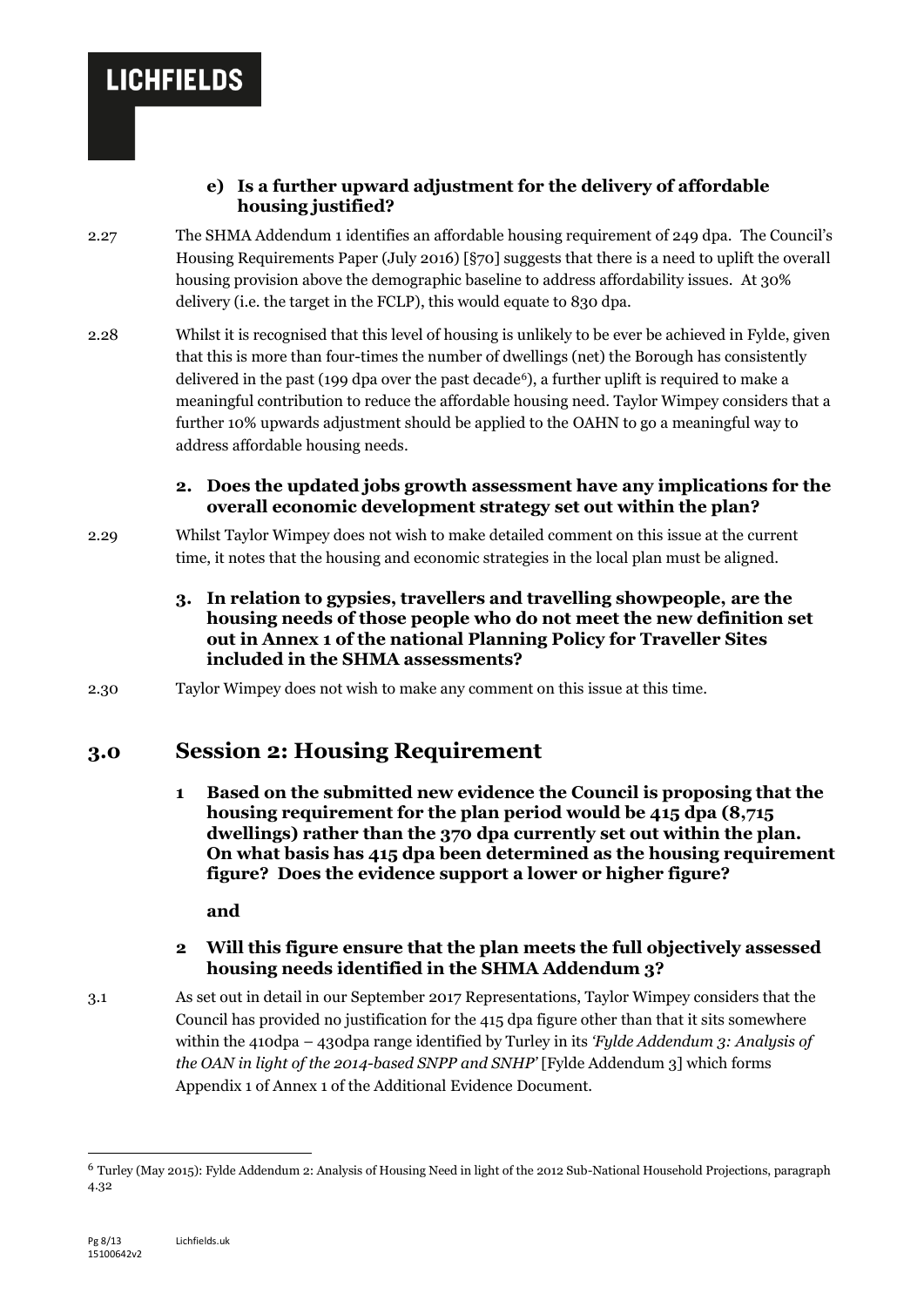**e) Is a further upward adjustment for the delivery of affordable housing justified?**

2.27 The SHMA Addendum 1 identifies an affordable housing requirement of 249 dpa. The Council's Housing Requirements Paper (July 2016) [§70] suggests that there is a need to uplift the overall housing provision above the demographic baseline to address affordability issues. At 30% delivery (i.e. the target in the FCLP), this would equate to 830 dpa.

2.28 Whilst it is recognised that this level of housing is unlikely to be ever be achieved in Fylde, given that this is more than four-times the number of dwellings (net) the Borough has consistently delivered in the past (199 dpa over the past decade[6]), a further uplift is required to make a meaningful contribution to reduce the affordable housing need. Taylor Wimpey considers that a further 10% upwards adjustment should be applied to the OAHN to go a meaningful way to address affordable housing needs.

**2. Does the updated jobs growth assessment have any implications for the overall economic development strategy set out within the plan?**

2.29 Whilst Taylor Wimpey does not wish to make detailed comment on this issue at the current time, it notes that the housing and economic strategies in the local plan must be aligned.

**3. In relation to gypsies, travellers and travelling showpeople, are the housing needs of those people who do not meet the new definition set out in Annex 1 of the national Planning Policy for Traveller Sites included in the SHMA assessments?**

2.30 Taylor Wimpey does not wish to make any comment on this issue at this time.

## 3.0 Session 2: Housing Requirement

**1 Based on the submitted new evidence the Council is proposing that the housing requirement for the plan period would be 415 dpa (8,715 dwellings) rather than the 370 dpa currently set out within the plan. On what basis has 415 dpa been determined as the housing requirement figure? Does the evidence support a lower or higher figure?**

**and**

**2 Will this figure ensure that the plan meets the full objectively assessed housing needs identified in the SHMA Addendum 3?**

3.1 As set out in detail in our September 2017 Representations, Taylor Wimpey considers that the Council has provided no justification for the 415 dpa figure other than that it sits somewhere within the 410dpa – 430dpa range identified by Turley in its *'Fylde Addendum 3: Analysis of the OAN in light of the 2014-based SNPP and SNHP'* [Fylde Addendum 3] which forms Appendix 1 of Annex 1 of the Additional Evidence Document.

---

[6] Turley (May 2015): Fylde Addendum 2: Analysis of Housing Need in light of the 2012 Sub-National Household Projections, paragraph 4.32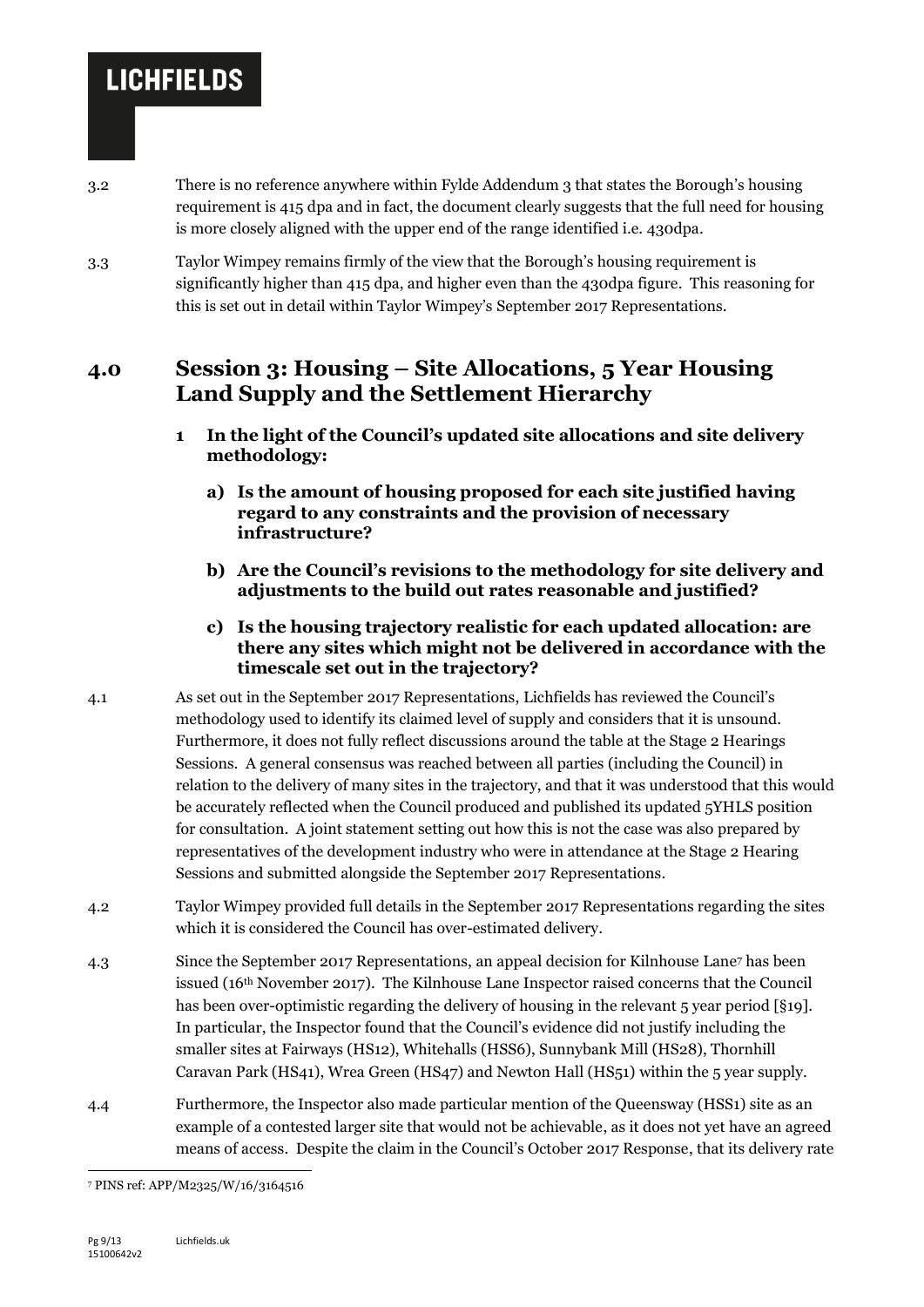3.2 There is no reference anywhere within Fylde Addendum 3 that states the Borough's housing requirement is 415 dpa and in fact, the document clearly suggests that the full need for housing is more closely aligned with the upper end of the range identified i.e. 430dpa.

3.3 Taylor Wimpey remains firmly of the view that the Borough's housing requirement is significantly higher than 415 dpa, and higher even than the 430dpa figure. This reasoning for this is set out in detail within Taylor Wimpey's September 2017 Representations.

## 4.0 Session 3: Housing – Site Allocations, 5 Year Housing Land Supply and the Settlement Hierarchy

**1 In the light of the Council's updated site allocations and site delivery methodology:**

**a) Is the amount of housing proposed for each site justified having regard to any constraints and the provision of necessary infrastructure?**

**b) Are the Council's revisions to the methodology for site delivery and adjustments to the build out rates reasonable and justified?**

**c) Is the housing trajectory realistic for each updated allocation: are there any sites which might not be delivered in accordance with the timescale set out in the trajectory?**

4.1 As set out in the September 2017 Representations, Lichfields has reviewed the Council's methodology used to identify its claimed level of supply and considers that it is unsound. Furthermore, it does not fully reflect discussions around the table at the Stage 2 Hearings Sessions. A general consensus was reached between all parties (including the Council) in relation to the delivery of many sites in the trajectory, and that it was understood that this would be accurately reflected when the Council produced and published its updated 5YHLS position for consultation. A joint statement setting out how this is not the case was also prepared by representatives of the development industry who were in attendance at the Stage 2 Hearing Sessions and submitted alongside the September 2017 Representations.

4.2 Taylor Wimpey provided full details in the September 2017 Representations regarding the sites which it is considered the Council has over-estimated delivery.

4.3 Since the September 2017 Representations, an appeal decision for Kilnhouse Lane[7] has been issued (16th November 2017). The Kilnhouse Lane Inspector raised concerns that the Council has been over-optimistic regarding the delivery of housing in the relevant 5 year period [§19]. In particular, the Inspector found that the Council's evidence did not justify including the smaller sites at Fairways (HS12), Whitehalls (HSS6), Sunnybank Mill (HS28), Thornhill Caravan Park (HS41), Wrea Green (HS47) and Newton Hall (HS51) within the 5 year supply.

4.4 Furthermore, the Inspector also made particular mention of the Queensway (HSS1) site as an example of a contested larger site that would not be achievable, as it does not yet have an agreed means of access. Despite the claim in the Council's October 2017 Response, that its delivery rate

[7] PINS ref: APP/M2325/W/16/3164516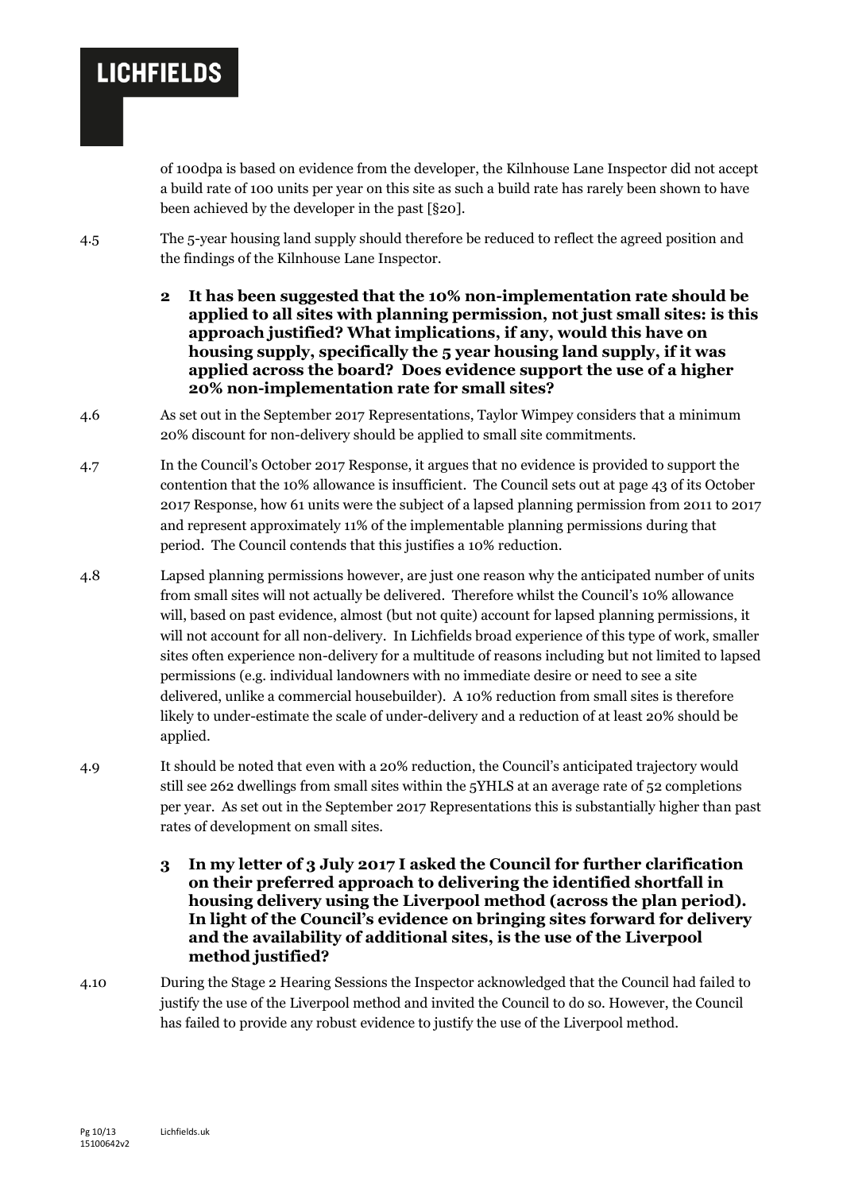of 100dpa is based on evidence from the developer, the Kilnhouse Lane Inspector did not accept a build rate of 100 units per year on this site as such a build rate has rarely been shown to have been achieved by the developer in the past [§20].

4.5 The 5-year housing land supply should therefore be reduced to reflect the agreed position and the findings of the Kilnhouse Lane Inspector.

### 2 It has been suggested that the 10% non-implementation rate should be applied to all sites with planning permission, not just small sites: is this approach justified? What implications, if any, would this have on housing supply, specifically the 5 year housing land supply, if it was applied across the board? Does evidence support the use of a higher 20% non-implementation rate for small sites?

4.6 As set out in the September 2017 Representations, Taylor Wimpey considers that a minimum 20% discount for non-delivery should be applied to small site commitments.

4.7 In the Council's October 2017 Response, it argues that no evidence is provided to support the contention that the 10% allowance is insufficient. The Council sets out at page 43 of its October 2017 Response, how 61 units were the subject of a lapsed planning permission from 2011 to 2017 and represent approximately 11% of the implementable planning permissions during that period. The Council contends that this justifies a 10% reduction.

4.8 Lapsed planning permissions however, are just one reason why the anticipated number of units from small sites will not actually be delivered. Therefore whilst the Council's 10% allowance will, based on past evidence, almost (but not quite) account for lapsed planning permissions, it will not account for all non-delivery. In Lichfields broad experience of this type of work, smaller sites often experience non-delivery for a multitude of reasons including but not limited to lapsed permissions (e.g. individual landowners with no immediate desire or need to see a site delivered, unlike a commercial housebuilder). A 10% reduction from small sites is therefore likely to under-estimate the scale of under-delivery and a reduction of at least 20% should be applied.

4.9 It should be noted that even with a 20% reduction, the Council's anticipated trajectory would still see 262 dwellings from small sites within the 5YHLS at an average rate of 52 completions per year. As set out in the September 2017 Representations this is substantially higher than past rates of development on small sites.

### 3 In my letter of 3 July 2017 I asked the Council for further clarification on their preferred approach to delivering the identified shortfall in housing delivery using the Liverpool method (across the plan period). In light of the Council's evidence on bringing sites forward for delivery and the availability of additional sites, is the use of the Liverpool method justified?

4.10 During the Stage 2 Hearing Sessions the Inspector acknowledged that the Council had failed to justify the use of the Liverpool method and invited the Council to do so. However, the Council has failed to provide any robust evidence to justify the use of the Liverpool method.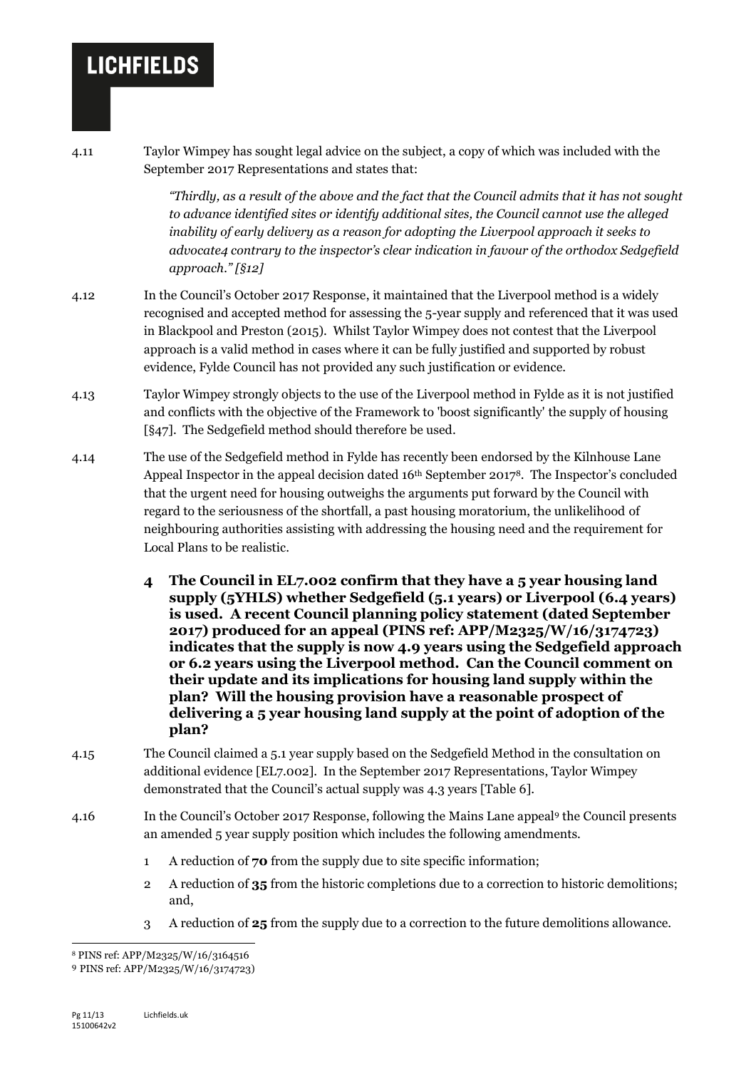4.11 Taylor Wimpey has sought legal advice on the subject, a copy of which was included with the September 2017 Representations and states that:

> *"Thirdly, as a result of the above and the fact that the Council admits that it has not sought to advance identified sites or identify additional sites, the Council cannot use the alleged inability of early delivery as a reason for adopting the Liverpool approach it seeks to advocate4 contrary to the inspector's clear indication in favour of the orthodox Sedgefield approach." [§12]*

4.12 In the Council's October 2017 Response, it maintained that the Liverpool method is a widely recognised and accepted method for assessing the 5-year supply and referenced that it was used in Blackpool and Preston (2015). Whilst Taylor Wimpey does not contest that the Liverpool approach is a valid method in cases where it can be fully justified and supported by robust evidence, Fylde Council has not provided any such justification or evidence.

4.13 Taylor Wimpey strongly objects to the use of the Liverpool method in Fylde as it is not justified and conflicts with the objective of the Framework to 'boost significantly' the supply of housing [§47]. The Sedgefield method should therefore be used.

4.14 The use of the Sedgefield method in Fylde has recently been endorsed by the Kilnhouse Lane Appeal Inspector in the appeal decision dated 16th September 2017[8]. The Inspector's concluded that the urgent need for housing outweighs the arguments put forward by the Council with regard to the seriousness of the shortfall, a past housing moratorium, the unlikelihood of neighbouring authorities assisting with addressing the housing need and the requirement for Local Plans to be realistic.

**4 The Council in EL7.002 confirm that they have a 5 year housing land supply (5YHLS) whether Sedgefield (5.1 years) or Liverpool (6.4 years) is used. A recent Council planning policy statement (dated September 2017) produced for an appeal (PINS ref: APP/M2325/W/16/3174723) indicates that the supply is now 4.9 years using the Sedgefield approach or 6.2 years using the Liverpool method. Can the Council comment on their update and its implications for housing land supply within the plan? Will the housing provision have a reasonable prospect of delivering a 5 year housing land supply at the point of adoption of the plan?**

4.15 The Council claimed a 5.1 year supply based on the Sedgefield Method in the consultation on additional evidence [EL7.002]. In the September 2017 Representations, Taylor Wimpey demonstrated that the Council's actual supply was 4.3 years [Table 6].

4.16 In the Council's October 2017 Response, following the Mains Lane appeal[9] the Council presents an amended 5 year supply position which includes the following amendments.

1. A reduction of **70** from the supply due to site specific information;
2. A reduction of **35** from the historic completions due to a correction to historic demolitions; and,
3. A reduction of **25** from the supply due to a correction to the future demolitions allowance.

---

[8] PINS ref: APP/M2325/W/16/3164516

[9] PINS ref: APP/M2325/W/16/3174723)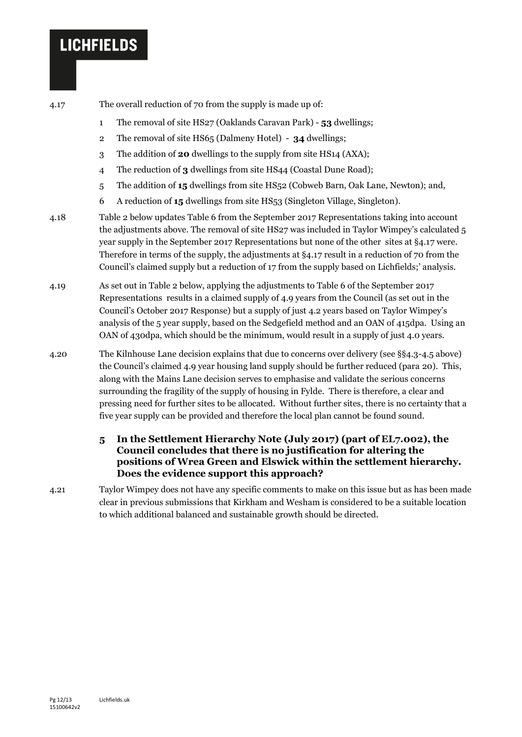4.17 The overall reduction of 70 from the supply is made up of:

1. The removal of site HS27 (Oaklands Caravan Park) - **53** dwellings;
2. The removal of site HS65 (Dalmeny Hotel) - **34** dwellings;
3. The addition of **20** dwellings to the supply from site HS14 (AXA);
4. The reduction of **3** dwellings from site HS44 (Coastal Dune Road);
5. The addition of **15** dwellings from site HS52 (Cobweb Barn, Oak Lane, Newton); and,
6. A reduction of **15** dwellings from site HS53 (Singleton Village, Singleton).

4.18 Table 2 below updates Table 6 from the September 2017 Representations taking into account the adjustments above. The removal of site HS27 was included in Taylor Wimpey's calculated 5 year supply in the September 2017 Representations but none of the other sites at §4.17 were. Therefore in terms of the supply, the adjustments at §4.17 result in a reduction of 70 from the Council's claimed supply but a reduction of 17 from the supply based on Lichfields;' analysis.

4.19 As set out in Table 2 below, applying the adjustments to Table 6 of the September 2017 Representations results in a claimed supply of 4.9 years from the Council (as set out in the Council's October 2017 Response) but a supply of just 4.2 years based on Taylor Wimpey's analysis of the 5 year supply, based on the Sedgefield method and an OAN of 415dpa. Using an OAN of 430dpa, which should be the minimum, would result in a supply of just 4.0 years.

4.20 The Kilnhouse Lane decision explains that due to concerns over delivery (see §§4.3-4.5 above) the Council's claimed 4.9 year housing land supply should be further reduced (para 20). This, along with the Mains Lane decision serves to emphasise and validate the serious concerns surrounding the fragility of the supply of housing in Fylde. There is therefore, a clear and pressing need for further sites to be allocated. Without further sites, there is no certainty that a five year supply can be provided and therefore the local plan cannot be found sound.

### 5 In the Settlement Hierarchy Note (July 2017) (part of EL7.002), the Council concludes that there is no justification for altering the positions of Wrea Green and Elswick within the settlement hierarchy. Does the evidence support this approach?

4.21 Taylor Wimpey does not have any specific comments to make on this issue but as has been made clear in previous submissions that Kirkham and Wesham is considered to be a suitable location to which additional balanced and sustainable growth should be directed.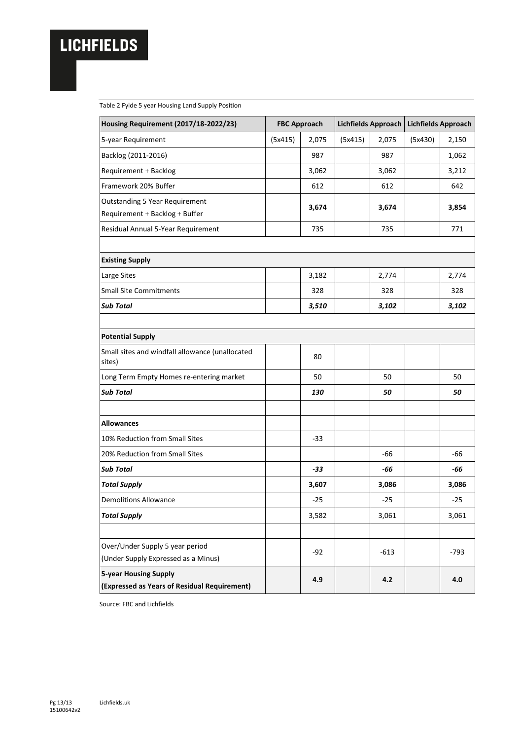Table 2 Fylde 5 year Housing Land Supply Position

| Housing Requirement (2017/18-2022/23) | FBC Approach | | Lichfields Approach | | Lichfields Approach | |
|---|---|---|---|---|---|---|
| 5-year Requirement | (5x415) | 2,075 | (5x415) | 2,075 | (5x430) | 2,150 |
| Backlog (2011-2016) | | 987 | | 987 | | 1,062 |
| Requirement + Backlog | | 3,062 | | 3,062 | | 3,212 |
| Framework 20% Buffer | | 612 | | 612 | | 642 |
| Outstanding 5 Year Requirement Requirement + Backlog + Buffer | | **3,674** | | **3,674** | | **3,854** |
| Residual Annual 5-Year Requirement | | 735 | | 735 | | 771 |
| | | | | | | |
| **Existing Supply** | | | | | | |
| Large Sites | | 3,182 | | 2,774 | | 2,774 |
| Small Site Commitments | | 328 | | 328 | | 328 |
| ***Sub Total*** | | ***3,510*** | | ***3,102*** | | ***3,102*** |
| | | | | | | |
| **Potential Supply** | | | | | | |
| Small sites and windfall allowance (unallocated sites) | | 80 | | | | |
| Long Term Empty Homes re-entering market | | 50 | | 50 | | 50 |
| ***Sub Total*** | | ***130*** | | ***50*** | | ***50*** |
| | | | | | | |
| **Allowances** | | | | | | |
| 10% Reduction from Small Sites | | -33 | | | | |
| 20% Reduction from Small Sites | | | | -66 | | -66 |
| ***Sub Total*** | | ***-33*** | | ***-66*** | | ***-66*** |
| ***Total Supply*** | | **3,607** | | **3,086** | | **3,086** |
| Demolitions Allowance | | -25 | | -25 | | -25 |
| ***Total Supply*** | | 3,582 | | 3,061 | | 3,061 |
| | | | | | | |
| Over/Under Supply 5 year period (Under Supply Expressed as a Minus) | | -92 | | -613 | | -793 |
| **5-year Housing Supply (Expressed as Years of Residual Requirement)** | | **4.9** | | **4.2** | | **4.0** |

Source: FBC and Lichfields